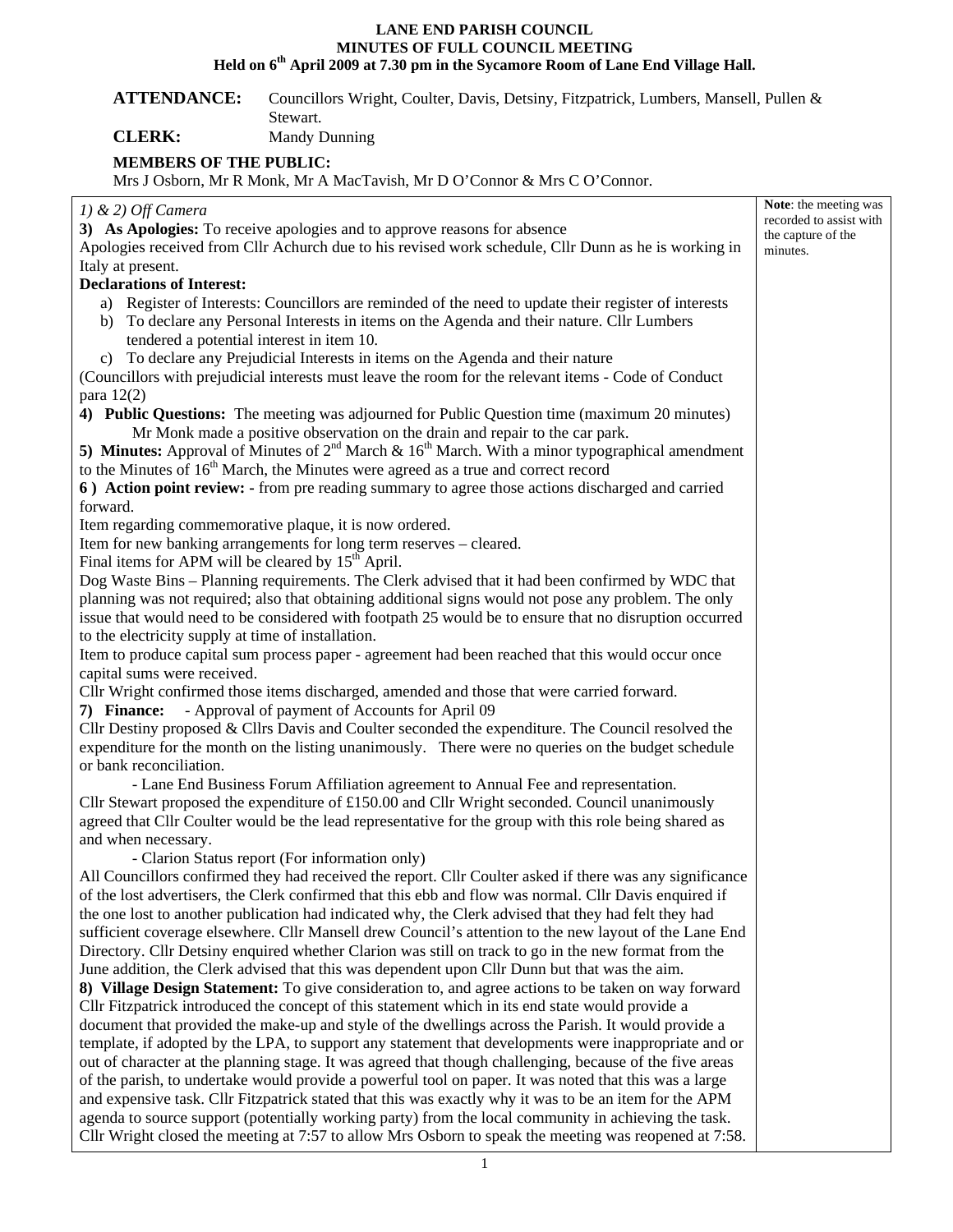# LANE END PARISH COUNCIL
## MINUTES OF FULL COUNCIL MEETING
### Held on 6th April 2009 at 7.30 pm in the Sycamore Room of Lane End Village Hall.

**ATTENDANCE:** Councillors Wright, Coulter, Davis, Detsiny, Fitzpatrick, Lumbers, Mansell, Pullen & Stewart.

**CLERK:** Mandy Dunning

**MEMBERS OF THE PUBLIC:**
Mrs J Osborn, Mr R Monk, Mr A MacTavish, Mr D O'Connor & Mrs C O'Connor.

**Note**: the meeting was recorded to assist with the capture of the minutes.

*1) & 2) Off Camera*

**3) As Apologies:** To receive apologies and to approve reasons for absence
Apologies received from Cllr Achurch due to his revised work schedule, Cllr Dunn as he is working in Italy at present.

**Declarations of Interest:**

a) Register of Interests: Councillors are reminded of the need to update their register of interests
b) To declare any Personal Interests in items on the Agenda and their nature. Cllr Lumbers tendered a potential interest in item 10.
c) To declare any Prejudicial Interests in items on the Agenda and their nature

(Councillors with prejudicial interests must leave the room for the relevant items - Code of Conduct para 12(2)

**4) Public Questions:** The meeting was adjourned for Public Question time (maximum 20 minutes)
Mr Monk made a positive observation on the drain and repair to the car park.

**5) Minutes:** Approval of Minutes of 2nd March & 16th March. With a minor typographical amendment to the Minutes of 16th March, the Minutes were agreed as a true and correct record

**6 ) Action point review: -** from pre reading summary to agree those actions discharged and carried forward.
Item regarding commemorative plaque, it is now ordered.
Item for new banking arrangements for long term reserves – cleared.
Final items for APM will be cleared by 15th April.
Dog Waste Bins – Planning requirements. The Clerk advised that it had been confirmed by WDC that planning was not required; also that obtaining additional signs would not pose any problem. The only issue that would need to be considered with footpath 25 would be to ensure that no disruption occurred to the electricity supply at time of installation.
Item to produce capital sum process paper - agreement had been reached that this would occur once capital sums were received.
Cllr Wright confirmed those items discharged, amended and those that were carried forward.

**7) Finance:** - Approval of payment of Accounts for April 09
Cllr Destiny proposed & Cllrs Davis and Coulter seconded the expenditure. The Council resolved the expenditure for the month on the listing unanimously. There were no queries on the budget schedule or bank reconciliation.

- Lane End Business Forum Affiliation agreement to Annual Fee and representation.

Cllr Stewart proposed the expenditure of £150.00 and Cllr Wright seconded. Council unanimously agreed that Cllr Coulter would be the lead representative for the group with this role being shared as and when necessary.

- Clarion Status report (For information only)

All Councillors confirmed they had received the report. Cllr Coulter asked if there was any significance of the lost advertisers, the Clerk confirmed that this ebb and flow was normal. Cllr Davis enquired if the one lost to another publication had indicated why, the Clerk advised that they had felt they had sufficient coverage elsewhere. Cllr Mansell drew Council's attention to the new layout of the Lane End Directory. Cllr Detsiny enquired whether Clarion was still on track to go in the new format from the June addition, the Clerk advised that this was dependent upon Cllr Dunn but that was the aim.

**8) Village Design Statement:** To give consideration to, and agree actions to be taken on way forward
Cllr Fitzpatrick introduced the concept of this statement which in its end state would provide a document that provided the make-up and style of the dwellings across the Parish. It would provide a template, if adopted by the LPA, to support any statement that developments were inappropriate and or out of character at the planning stage. It was agreed that though challenging, because of the five areas of the parish, to undertake would provide a powerful tool on paper. It was noted that this was a large and expensive task. Cllr Fitzpatrick stated that this was exactly why it was to be an item for the APM agenda to source support (potentially working party) from the local community in achieving the task.
Cllr Wright closed the meeting at 7:57 to allow Mrs Osborn to speak the meeting was reopened at 7:58.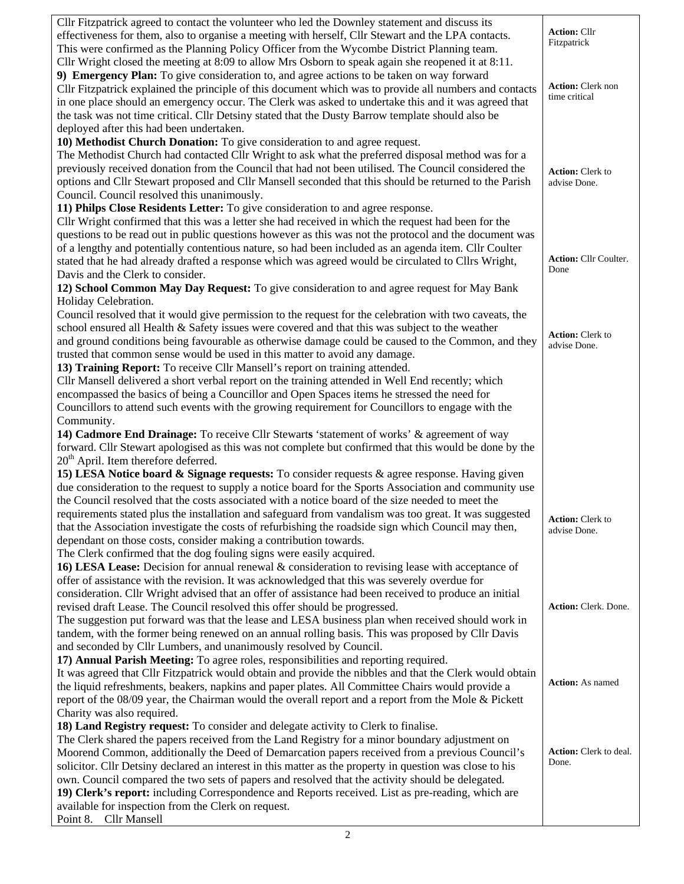| | |
|---|---|
| Cllr Fitzpatrick agreed to contact the volunteer who led the Downley statement and discuss its effectiveness for them, also to organise a meeting with herself, Cllr Stewart and the LPA contacts. This were confirmed as the Planning Policy Officer from the Wycombe District Planning team.<br>Cllr Wright closed the meeting at 8:09 to allow Mrs Osborn to speak again she reopened it at 8:11. | **Action:** Cllr Fitzpatrick |
| **9) Emergency Plan:** To give consideration to, and agree actions to be taken on way forward<br>Cllr Fitzpatrick explained the principle of this document which was to provide all numbers and contacts in one place should an emergency occur. The Clerk was asked to undertake this and it was agreed that the task was not time critical. Cllr Detsiny stated that the Dusty Barrow template should also be deployed after this had been undertaken. | **Action:** Clerk non time critical |
| **10) Methodist Church Donation:** To give consideration to and agree request.<br>The Methodist Church had contacted Cllr Wright to ask what the preferred disposal method was for a previously received donation from the Council that had not been utilised. The Council considered the options and Cllr Stewart proposed and Cllr Mansell seconded that this should be returned to the Parish Council. Council resolved this unanimously. | **Action:** Clerk to advise Done. |
| **11) Philps Close Residents Letter:** To give consideration to and agree response.<br>Cllr Wright confirmed that this was a letter she had received in which the request had been for the questions to be read out in public questions however as this was not the protocol and the document was of a lengthy and potentially contentious nature, so had been included as an agenda item. Cllr Coulter stated that he had already drafted a response which was agreed would be circulated to Cllrs Wright, Davis and the Clerk to consider. | **Action:** Cllr Coulter. Done |
| **12) School Common May Day Request:** To give consideration to and agree request for May Bank Holiday Celebration.<br>Council resolved that it would give permission to the request for the celebration with two caveats, the school ensured all Health & Safety issues were covered and that this was subject to the weather and ground conditions being favourable as otherwise damage could be caused to the Common, and they trusted that common sense would be used in this matter to avoid any damage. | **Action:** Clerk to advise Done. |
| **13) Training Report:** To receive Cllr Mansell's report on training attended.<br>Cllr Mansell delivered a short verbal report on the training attended in Well End recently; which encompassed the basics of being a Councillor and Open Spaces items he stressed the need for Councillors to attend such events with the growing requirement for Councillors to engage with the Community. | |
| **14) Cadmore End Drainage:** To receive Cllr Stewart**s** 'statement of works' & agreement of way forward. Cllr Stewart apologised as this was not complete but confirmed that this would be done by the 20th April. Item therefore deferred. | |
| **15) LESA Notice board & Signage requests:** To consider requests & agree response. Having given due consideration to the request to supply a notice board for the Sports Association and community use the Council resolved that the costs associated with a notice board of the size needed to meet the requirements stated plus the installation and safeguard from vandalism was too great. It was suggested that the Association investigate the costs of refurbishing the roadside sign which Council may then, dependant on those costs, consider making a contribution towards.<br>The Clerk confirmed that the dog fouling signs were easily acquired. | **Action:** Clerk to advise Done. |
| **16) LESA Lease:** Decision for annual renewal & consideration to revising lease with acceptance of offer of assistance with the revision. It was acknowledged that this was severely overdue for consideration. Cllr Wright advised that an offer of assistance had been received to produce an initial revised draft Lease. The Council resolved this offer should be progressed.<br>The suggestion put forward was that the lease and LESA business plan when received should work in tandem, with the former being renewed on an annual rolling basis. This was proposed by Cllr Davis and seconded by Cllr Lumbers, and unanimously resolved by Council. | **Action:** Clerk. Done. |
| **17) Annual Parish Meeting:** To agree roles, responsibilities and reporting required.<br>It was agreed that Cllr Fitzpatrick would obtain and provide the nibbles and that the Clerk would obtain the liquid refreshments, beakers, napkins and paper plates. All Committee Chairs would provide a report of the 08/09 year, the Chairman would the overall report and a report from the Mole & Pickett Charity was also required. | **Action:** As named |
| **18) Land Registry request:** To consider and delegate activity to Clerk to finalise.<br>The Clerk shared the papers received from the Land Registry for a minor boundary adjustment on Moorend Common, additionally the Deed of Demarcation papers received from a previous Council's solicitor. Cllr Detsiny declared an interest in this matter as the property in question was close to his own. Council compared the two sets of papers and resolved that the activity should be delegated. | **Action:** Clerk to deal. Done. |
| **19) Clerk's report:** including Correspondence and Reports received. List as pre-reading, which are available for inspection from the Clerk on request.<br>Point 8. Cllr Mansell | |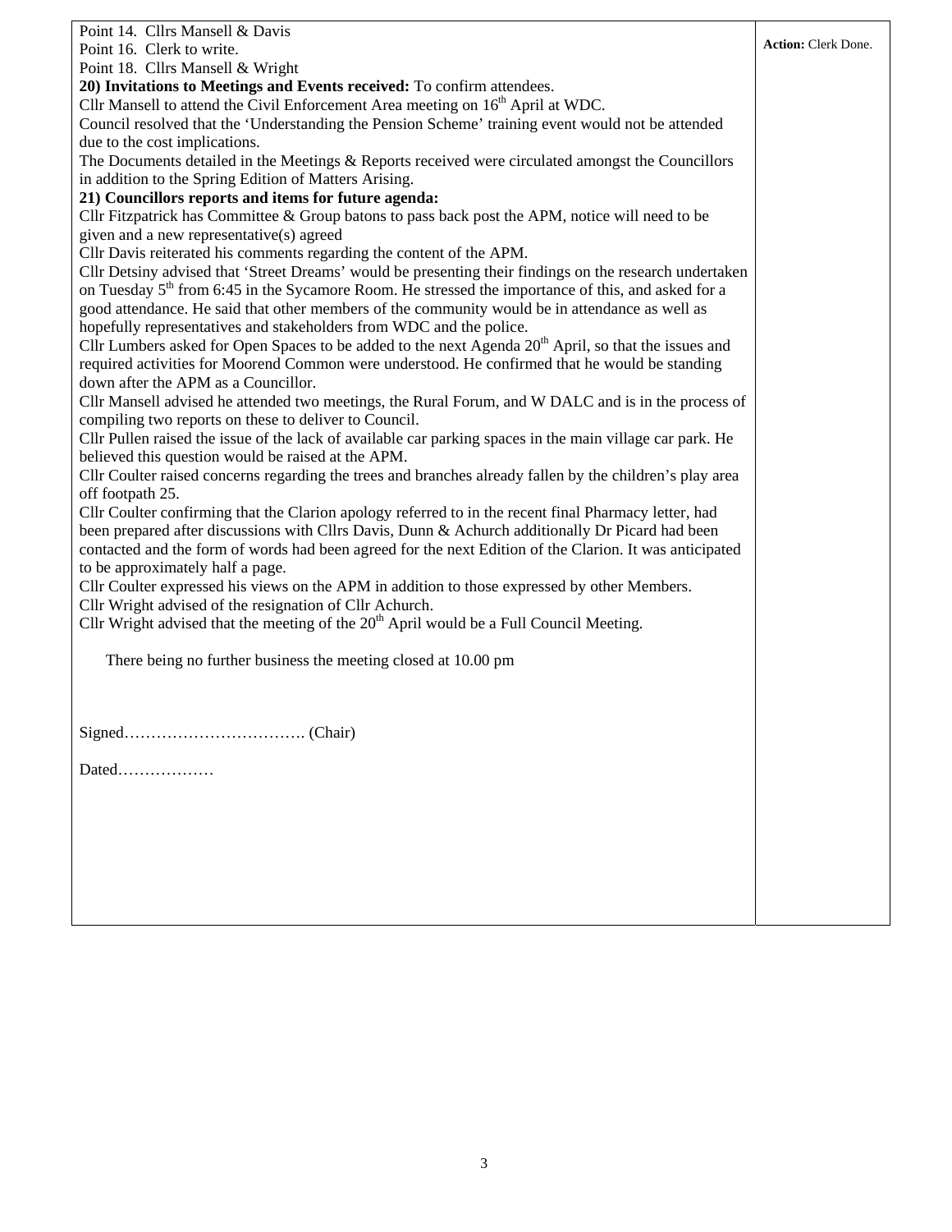| | |
|---|---|
| Point 14. Cllrs Mansell & Davis<br>Point 16. Clerk to write.<br>Point 18. Cllrs Mansell & Wright<br>**20) Invitations to Meetings and Events received:** To confirm attendees.<br>Cllr Mansell to attend the Civil Enforcement Area meeting on 16th April at WDC.<br>Council resolved that the 'Understanding the Pension Scheme' training event would not be attended due to the cost implications.<br>The Documents detailed in the Meetings & Reports received were circulated amongst the Councillors in addition to the Spring Edition of Matters Arising.<br>**21) Councillors reports and items for future agenda:**<br>Cllr Fitzpatrick has Committee & Group batons to pass back post the APM, notice will need to be given and a new representative(s) agreed<br>Cllr Davis reiterated his comments regarding the content of the APM.<br>Cllr Detsiny advised that 'Street Dreams' would be presenting their findings on the research undertaken on Tuesday 5th from 6:45 in the Sycamore Room. He stressed the importance of this, and asked for a good attendance. He said that other members of the community would be in attendance as well as hopefully representatives and stakeholders from WDC and the police.<br>Cllr Lumbers asked for Open Spaces to be added to the next Agenda 20th April, so that the issues and required activities for Moorend Common were understood. He confirmed that he would be standing down after the APM as a Councillor.<br>Cllr Mansell advised he attended two meetings, the Rural Forum, and W DALC and is in the process of compiling two reports on these to deliver to Council.<br>Cllr Pullen raised the issue of the lack of available car parking spaces in the main village car park. He believed this question would be raised at the APM.<br>Cllr Coulter raised concerns regarding the trees and branches already fallen by the children's play area off footpath 25.<br>Cllr Coulter confirming that the Clarion apology referred to in the recent final Pharmacy letter, had been prepared after discussions with Cllrs Davis, Dunn & Achurch additionally Dr Picard had been contacted and the form of words had been agreed for the next Edition of the Clarion. It was anticipated to be approximately half a page.<br>Cllr Coulter expressed his views on the APM in addition to those expressed by other Members.<br>Cllr Wright advised of the resignation of Cllr Achurch.<br>Cllr Wright advised that the meeting of the 20th April would be a Full Council Meeting.<br><br>There being no further business the meeting closed at 10.00 pm<br><br>Signed……………………………. (Chair)<br><br>Dated……………… | **Action:** Clerk Done. |